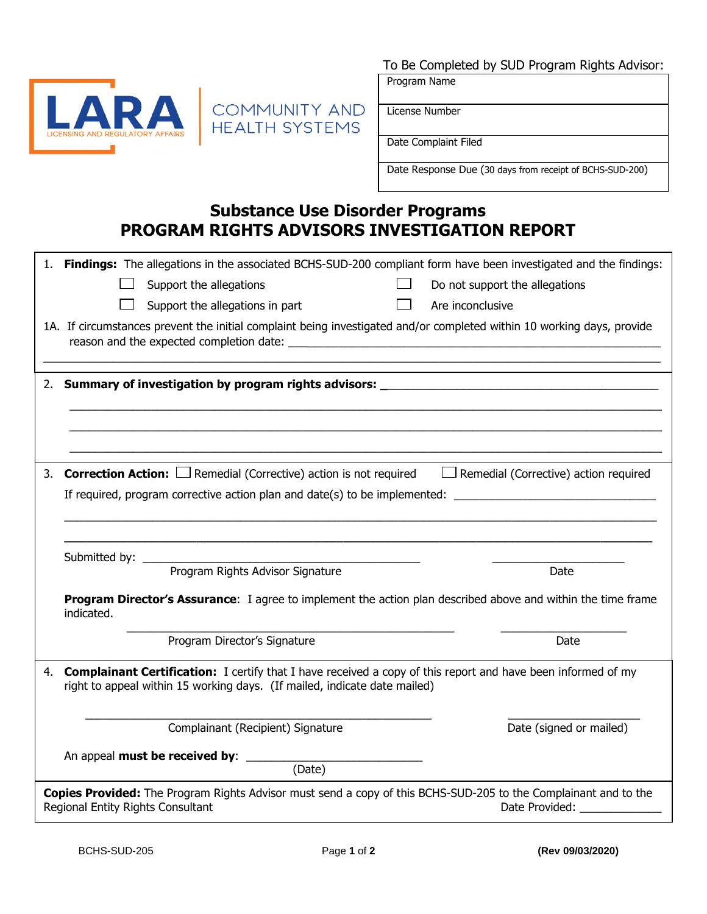LARA
LICENSING AND REGULATORY AFFAIRS

COMMUNITY AND HEALTH SYSTEMS

To Be Completed by SUD Program Rights Advisor:

| Program Name |
|---|
| License Number |
| Date Complaint Filed |
| Date Response Due (30 days from receipt of BCHS-SUD-200) |

# Substance Use Disorder Programs
# PROGRAM RIGHTS ADVISORS INVESTIGATION REPORT

1. **Findings:** The allegations in the associated BCHS-SUD-200 compliant form have been investigated and the findings:

   ☐ Support the allegations ☐ Do not support the allegations

   ☐ Support the allegations in part ☐ Are inconclusive

1A. If circumstances prevent the initial complaint being investigated and/or completed within 10 working days, provide reason and the expected completion date: ______________________________________________

______________________________________________________________________

2. **Summary of investigation by program rights advisors:** ______________________________________

______________________________________________________________________

______________________________________________________________________

______________________________________________________________________

3. **Correction Action:** ☐ Remedial (Corrective) action is not required ☐ Remedial (Corrective) action required

   If required, program corrective action plan and date(s) to be implemented: ____________________________

   ______________________________________________________________________

   ______________________________________________________________________

   Submitted by: ____________________________________ ____________________

   Program Rights Advisor Signature Date

   **Program Director's Assurance**: I agree to implement the action plan described above and within the time frame indicated.

   ____________________________________ ____________________

   Program Director's Signature Date

4. **Complainant Certification:** I certify that I have received a copy of this report and have been informed of my right to appeal within 15 working days. (If mailed, indicate date mailed)

   ____________________________________ ____________________

   Complainant (Recipient) Signature Date (signed or mailed)

   An appeal **must be received by**: ____________________________

   (Date)

**Copies Provided:** The Program Rights Advisor must send a copy of this BCHS-SUD-205 to the Complainant and to the Regional Entity Rights Consultant Date Provided: _____________

BCHS-SUD-205 **(Rev 09/03/2020)**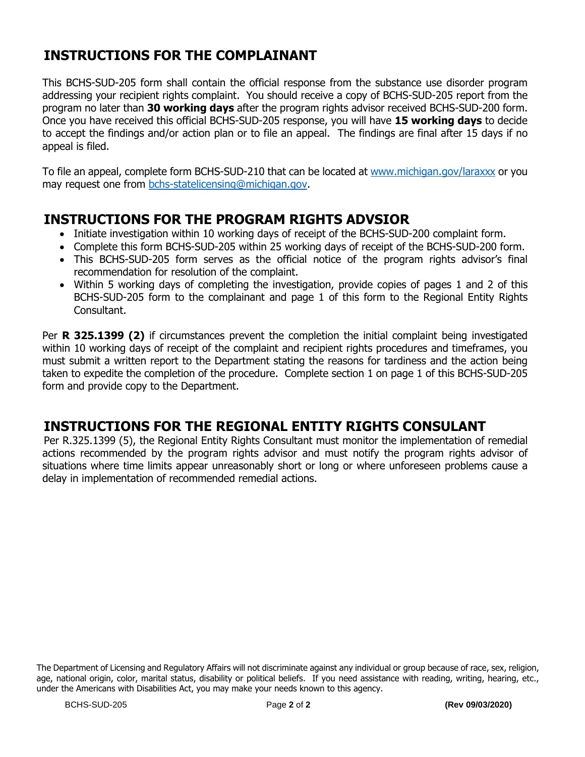## INSTRUCTIONS FOR THE COMPLAINANT

This BCHS-SUD-205 form shall contain the official response from the substance use disorder program addressing your recipient rights complaint. You should receive a copy of BCHS-SUD-205 report from the program no later than **30 working days** after the program rights advisor received BCHS-SUD-200 form. Once you have received this official BCHS-SUD-205 response, you will have **15 working days** to decide to accept the findings and/or action plan or to file an appeal. The findings are final after 15 days if no appeal is filed.

To file an appeal, complete form BCHS-SUD-210 that can be located at www.michigan.gov/laraxxx or you may request one from bchs-statelicensing@michigan.gov.

## INSTRUCTIONS FOR THE PROGRAM RIGHTS ADVSIOR

- Initiate investigation within 10 working days of receipt of the BCHS-SUD-200 complaint form.
- Complete this form BCHS-SUD-205 within 25 working days of receipt of the BCHS-SUD-200 form.
- This BCHS-SUD-205 form serves as the official notice of the program rights advisor's final recommendation for resolution of the complaint.
- Within 5 working days of completing the investigation, provide copies of pages 1 and 2 of this BCHS-SUD-205 form to the complainant and page 1 of this form to the Regional Entity Rights Consultant.

Per **R 325.1399 (2)** if circumstances prevent the completion the initial complaint being investigated within 10 working days of receipt of the complaint and recipient rights procedures and timeframes, you must submit a written report to the Department stating the reasons for tardiness and the action being taken to expedite the completion of the procedure. Complete section 1 on page 1 of this BCHS-SUD-205 form and provide copy to the Department.

## INSTRUCTIONS FOR THE REGIONAL ENTITY RIGHTS CONSULTANT

Per R.325.1399 (5), the Regional Entity Rights Consultant must monitor the implementation of remedial actions recommended by the program rights advisor and must notify the program rights advisor of situations where time limits appear unreasonably short or long or where unforeseen problems cause a delay in implementation of recommended remedial actions.

The Department of Licensing and Regulatory Affairs will not discriminate against any individual or group because of race, sex, religion, age, national origin, color, marital status, disability or political beliefs. If you need assistance with reading, writing, hearing, etc., under the Americans with Disabilities Act, you may make your needs known to this agency.

BCHS-SUD-205 **(Rev 09/03/2020)**